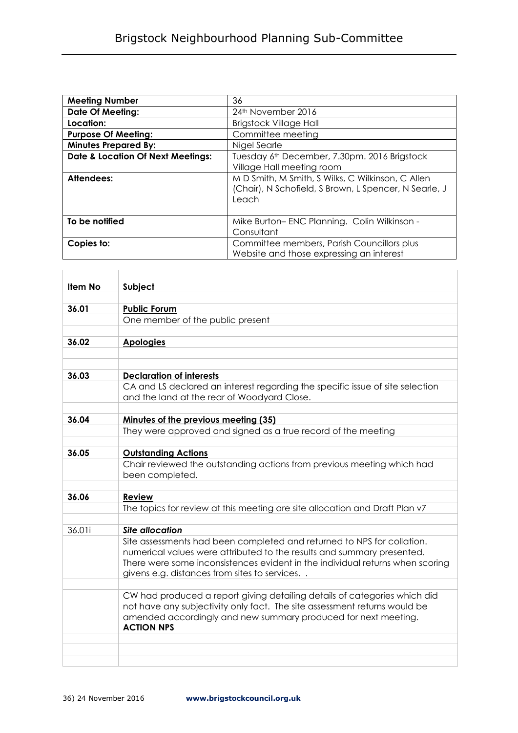# Brigstock Neighbourhood Planning Sub-Committee

| **Meeting Number** | 36 |
|---|---|
| **Date Of Meeting:** | 24th November 2016 |
| **Location:** | Brigstock Village Hall |
| **Purpose Of Meeting:** | Committee meeting |
| **Minutes Prepared By:** | Nigel Searle |
| **Date & Location Of Next Meetings:** | Tuesday 6th December, 7.30pm. 2016 Brigstock Village Hall meeting room |
| **Attendees:** | M D Smith, M Smith, S Wilks, C Wilkinson, C Allen (Chair), N Schofield, S Brown, L Spencer, N Searle, J Leach |
| **To be notified** | Mike Burton– ENC Planning. Colin Wilkinson - Consultant |
| **Copies to:** | Committee members, Parish Councillors plus Website and those expressing an interest |

| **Item No** | **Subject** |
|---|---|
| **36.01** | **Public Forum** |
| | One member of the public present |
| **36.02** | **Apologies** |
| | |
| **36.03** | **Declaration of interests** |
| | CA and LS declared an interest regarding the specific issue of site selection and the land at the rear of Woodyard Close. |
| **36.04** | **Minutes of the previous meeting (35)** |
| | They were approved and signed as a true record of the meeting |
| **36.05** | **Outstanding Actions** |
| | Chair reviewed the outstanding actions from previous meeting which had been completed. |
| **36.06** | **Review** |
| | The topics for review at this meeting are site allocation and Draft Plan v7 |
| 36.01i | ***Site allocation*** |
| | Site assessments had been completed and returned to NPS for collation. numerical values were attributed to the results and summary presented. There were some inconsistences evident in the individual returns when scoring givens e.g. distances from sites to services. . |
| | CW had produced a report giving detailing details of categories which did not have any subjectivity only fact. The site assessment returns would be amended accordingly and new summary produced for next meeting. **ACTION NPS** |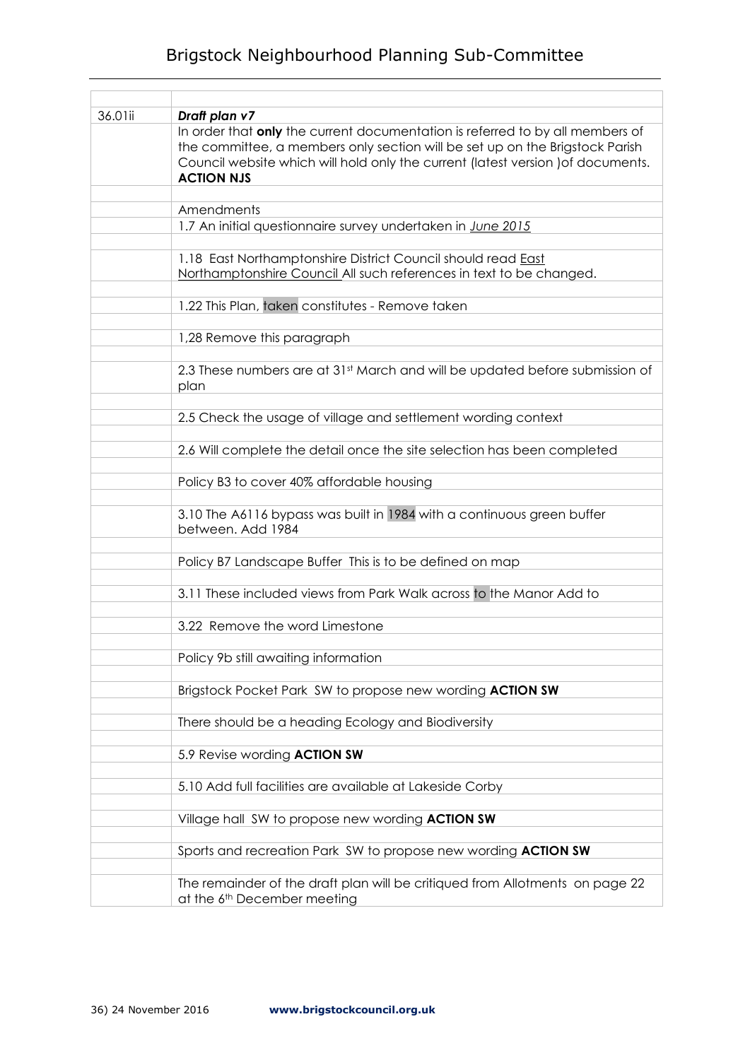| | |
|---|---|
| | |
| 36.01ii | ***Draft plan v7*** |
| | In order that **only** the current documentation is referred to by all members of the committee, a members only section will be set up on the Brigstock Parish Council website which will hold only the current (latest version )of documents. **ACTION NJS** |
| | |
| | Amendments |
| | 1.7 An initial questionnaire survey undertaken in *June 2015* |
| | |
| | 1.18 East Northamptonshire District Council should read East Northamptonshire Council All such references in text to be changed. |
| | |
| | 1.22 This Plan, taken constitutes - Remove taken |
| | |
| | 1,28 Remove this paragraph |
| | |
| | 2.3 These numbers are at 31st March and will be updated before submission of plan |
| | |
| | 2.5 Check the usage of village and settlement wording context |
| | |
| | 2.6 Will complete the detail once the site selection has been completed |
| | |
| | Policy B3 to cover 40% affordable housing |
| | |
| | 3.10 The A6116 bypass was built in 1984 with a continuous green buffer between. Add 1984 |
| | |
| | Policy B7 Landscape Buffer This is to be defined on map |
| | |
| | 3.11 These included views from Park Walk across to the Manor Add to |
| | |
| | 3.22 Remove the word Limestone |
| | |
| | Policy 9b still awaiting information |
| | |
| | Brigstock Pocket Park SW to propose new wording **ACTION SW** |
| | |
| | There should be a heading Ecology and Biodiversity |
| | |
| | 5.9 Revise wording **ACTION SW** |
| | |
| | 5.10 Add full facilities are available at Lakeside Corby |
| | |
| | Village hall SW to propose new wording **ACTION SW** |
| | |
| | Sports and recreation Park SW to propose new wording **ACTION SW** |
| | |
| | The remainder of the draft plan will be critiqued from Allotments on page 22 at the 6th December meeting |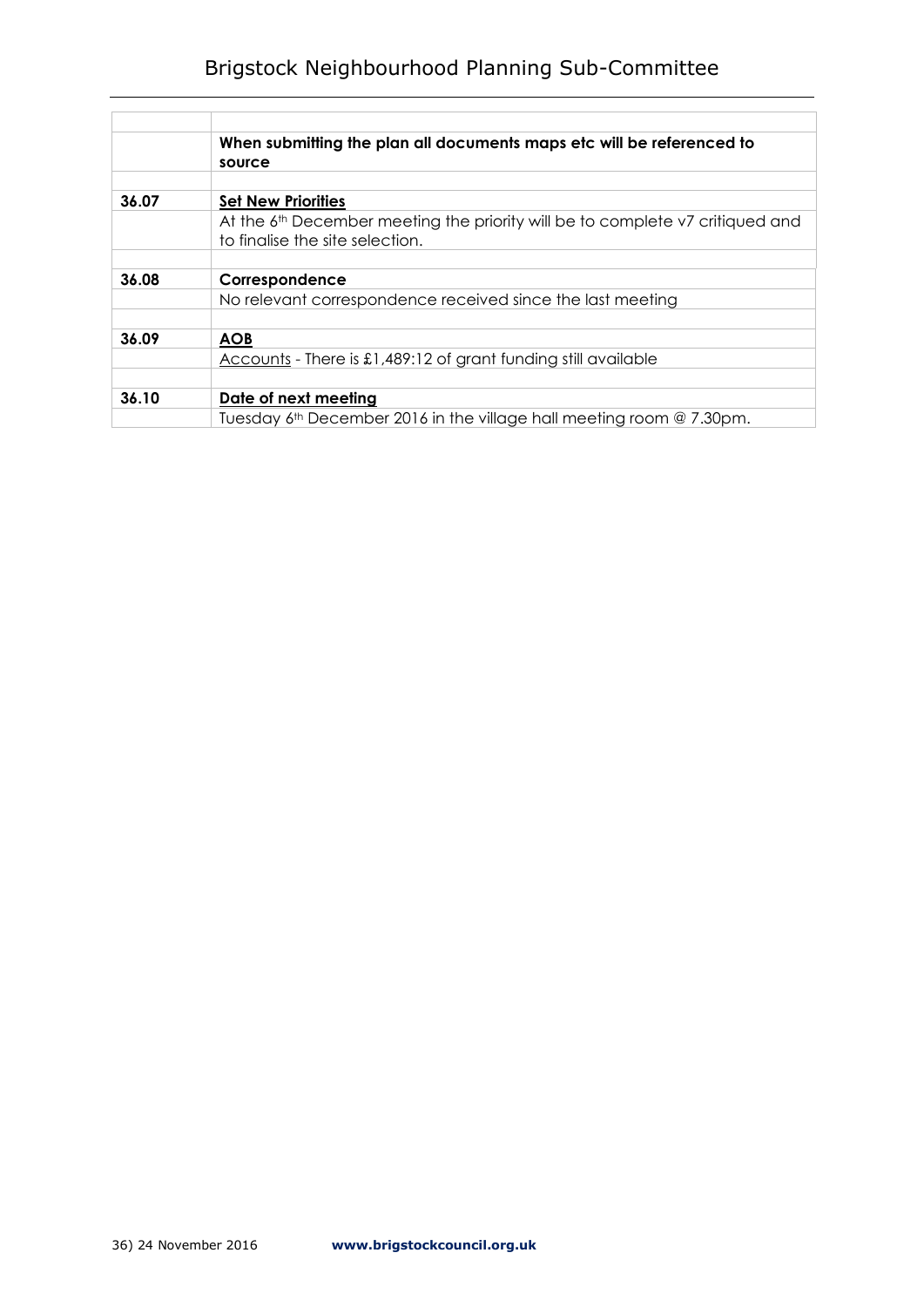| | |
|---|---|
| | **When submitting the plan all documents maps etc will be referenced to source** |
| | |
| **36.07** | **Set New Priorities** |
| | At the 6th December meeting the priority will be to complete v7 critiqued and to finalise the site selection. |
| | |
| **36.08** | **Correspondence** |
| | No relevant correspondence received since the last meeting |
| | |
| **36.09** | **AOB** |
| | Accounts - There is £1,489:12 of grant funding still available |
| | |
| **36.10** | **Date of next meeting** |
| | Tuesday 6th December 2016 in the village hall meeting room @ 7.30pm. |